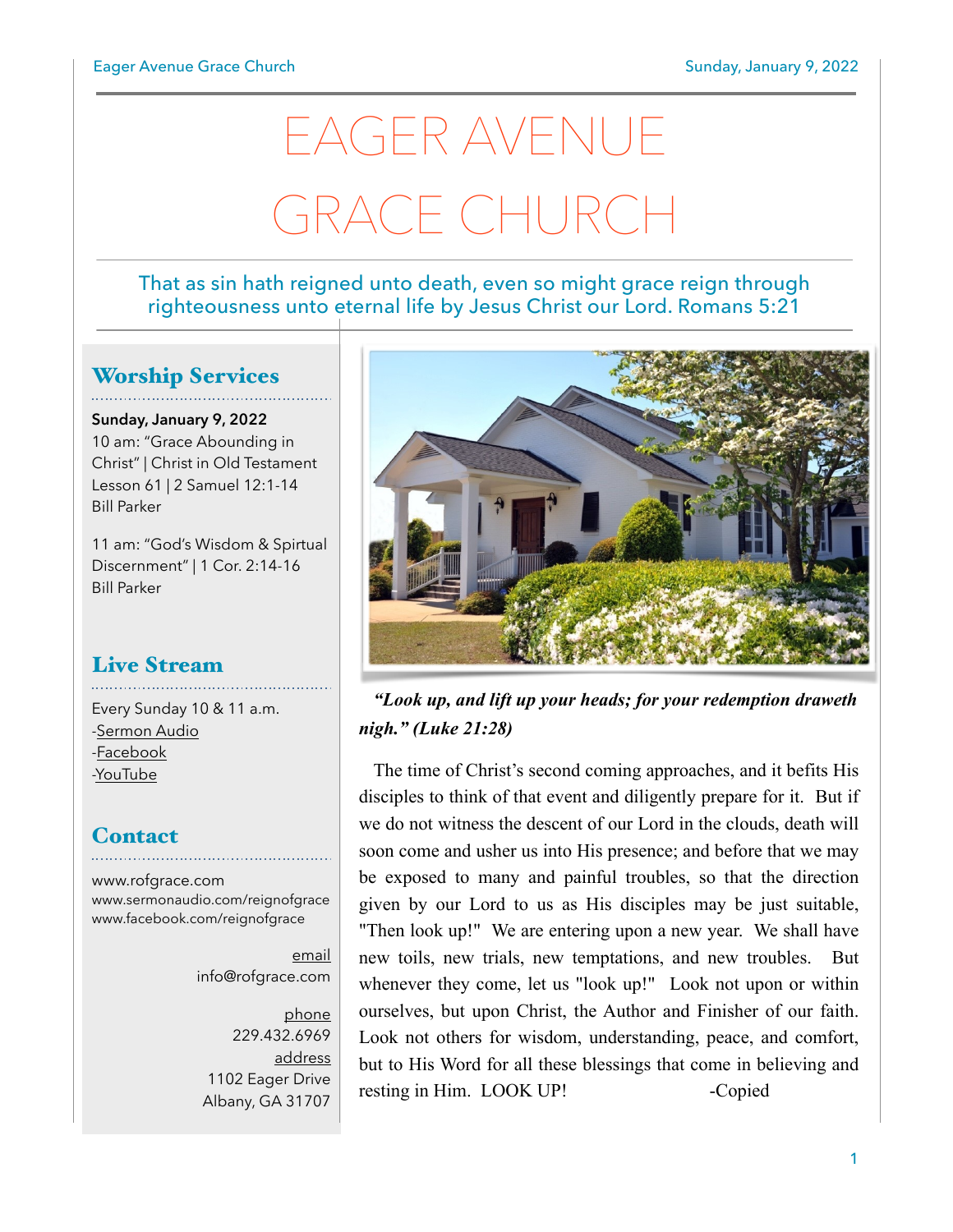# EAGER AVENUE GRACE CHURCH

That as sin hath reigned unto death, even so might grace reign through righteousness unto eternal life by Jesus Christ our Lord. Romans 5:21

## Worship Services

**Sunday, January 9, 2022**

10 am: "Grace Abounding in Christ" | Christ in Old Testament Lesson 61 | 2 Samuel 12:1-14
Bill Parker

11 am: "God's Wisdom & Spirtual Discernment" | 1 Cor. 2:14-16
Bill Parker

## Live Stream

Every Sunday 10 & 11 a.m.
-Sermon Audio
-Facebook
-YouTube

## Contact

www.rofgrace.com
www.sermonaudio.com/reignofgrace
www.facebook.com/reignofgrace

email
info@rofgrace.com

phone
229.432.6969

address
1102 Eager Drive
Albany, GA 31707

***"Look up, and lift up your heads; for your redemption draweth nigh." (Luke 21:28)***

The time of Christ's second coming approaches, and it befits His disciples to think of that event and diligently prepare for it. But if we do not witness the descent of our Lord in the clouds, death will soon come and usher us into His presence; and before that we may be exposed to many and painful troubles, so that the direction given by our Lord to us as His disciples may be just suitable, "Then look up!" We are entering upon a new year. We shall have new toils, new trials, new temptations, and new troubles. But whenever they come, let us "look up!" Look not upon or within ourselves, but upon Christ, the Author and Finisher of our faith. Look not others for wisdom, understanding, peace, and comfort, but to His Word for all these blessings that come in believing and resting in Him. LOOK UP! -Copied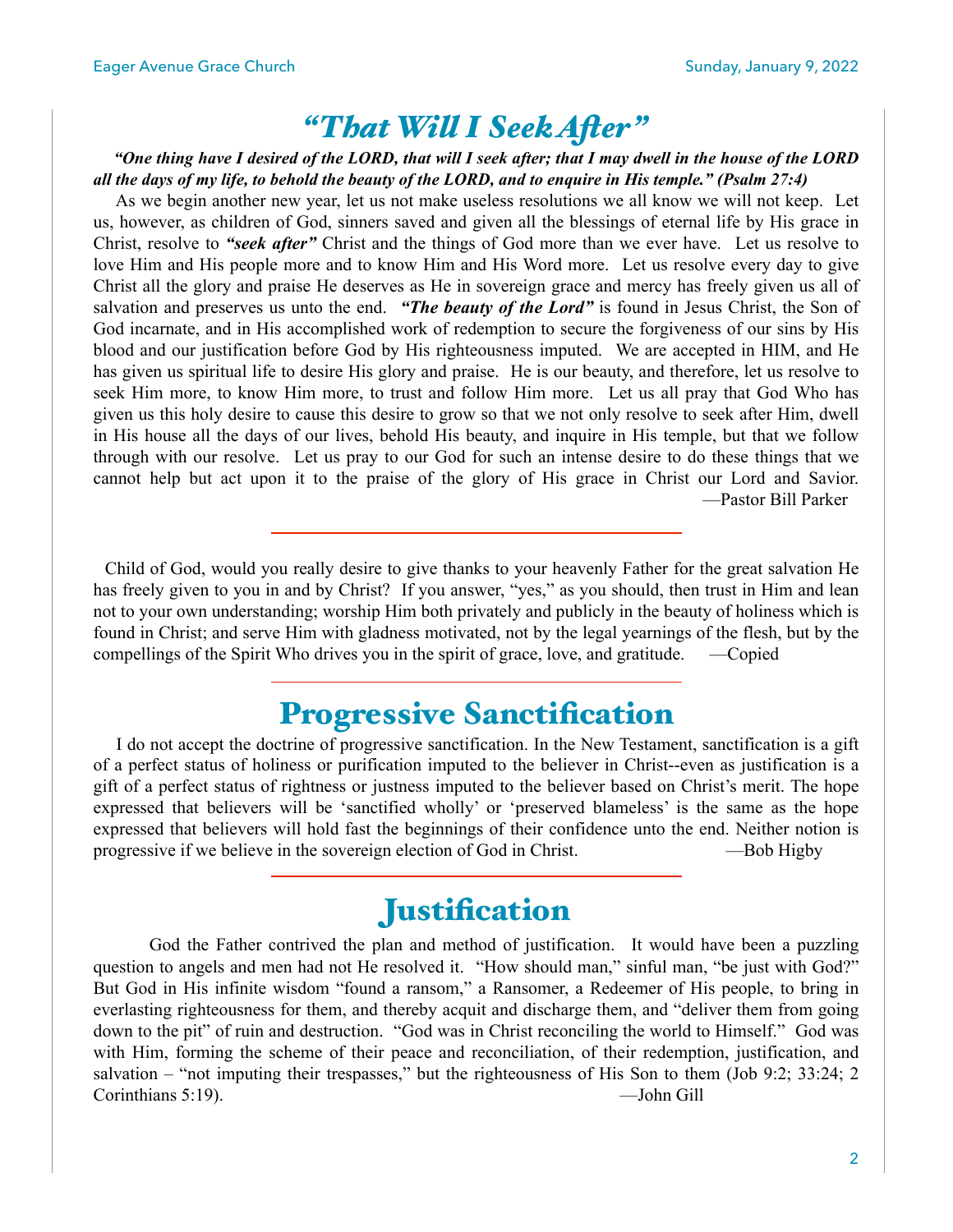# *"That Will I Seek After"*

***"One thing have I desired of the LORD, that will I seek after; that I may dwell in the house of the LORD all the days of my life, to behold the beauty of the LORD, and to enquire in His temple." (Psalm 27:4)***

As we begin another new year, let us not make useless resolutions we all know we will not keep. Let us, however, as children of God, sinners saved and given all the blessings of eternal life by His grace in Christ, resolve to ***"seek after"*** Christ and the things of God more than we ever have. Let us resolve to love Him and His people more and to know Him and His Word more. Let us resolve every day to give Christ all the glory and praise He deserves as He in sovereign grace and mercy has freely given us all of salvation and preserves us unto the end. ***"The beauty of the Lord"*** is found in Jesus Christ, the Son of God incarnate, and in His accomplished work of redemption to secure the forgiveness of our sins by His blood and our justification before God by His righteousness imputed. We are accepted in HIM, and He has given us spiritual life to desire His glory and praise. He is our beauty, and therefore, let us resolve to seek Him more, to know Him more, to trust and follow Him more. Let us all pray that God Who has given us this holy desire to cause this desire to grow so that we not only resolve to seek after Him, dwell in His house all the days of our lives, behold His beauty, and inquire in His temple, but that we follow through with our resolve. Let us pray to our God for such an intense desire to do these things that we cannot help but act upon it to the praise of the glory of His grace in Christ our Lord and Savior.

—Pastor Bill Parker

---

Child of God, would you really desire to give thanks to your heavenly Father for the great salvation He has freely given to you in and by Christ? If you answer, "yes," as you should, then trust in Him and lean not to your own understanding; worship Him both privately and publicly in the beauty of holiness which is found in Christ; and serve Him with gladness motivated, not by the legal yearnings of the flesh, but by the compellings of the Spirit Who drives you in the spirit of grace, love, and gratitude. —Copied

---

# Progressive Sanctification

I do not accept the doctrine of progressive sanctification. In the New Testament, sanctification is a gift of a perfect status of holiness or purification imputed to the believer in Christ--even as justification is a gift of a perfect status of rightness or justness imputed to the believer based on Christ's merit. The hope expressed that believers will be 'sanctified wholly' or 'preserved blameless' is the same as the hope expressed that believers will hold fast the beginnings of their confidence unto the end. Neither notion is progressive if we believe in the sovereign election of God in Christ. —Bob Higby

---

# Justification

God the Father contrived the plan and method of justification. It would have been a puzzling question to angels and men had not He resolved it. "How should man," sinful man, "be just with God?" But God in His infinite wisdom "found a ransom," a Ransomer, a Redeemer of His people, to bring in everlasting righteousness for them, and thereby acquit and discharge them, and "deliver them from going down to the pit" of ruin and destruction. "God was in Christ reconciling the world to Himself." God was with Him, forming the scheme of their peace and reconciliation, of their redemption, justification, and salvation – "not imputing their trespasses," but the righteousness of His Son to them (Job 9:2; 33:24; 2 Corinthians 5:19). —John Gill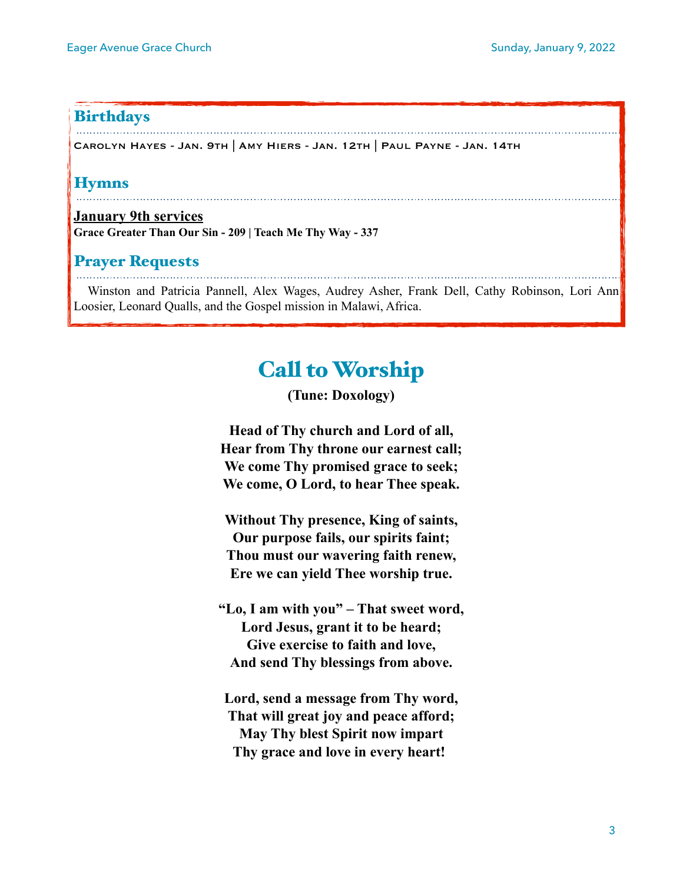## Birthdays

Carolyn Hayes - Jan. 9th | Amy Hiers - Jan. 12th | Paul Payne - Jan. 14th

## Hymns

**January 9th services**

**Grace Greater Than Our Sin - 209 | Teach Me Thy Way - 337**

## Prayer Requests

Winston and Patricia Pannell, Alex Wages, Audrey Asher, Frank Dell, Cathy Robinson, Lori Ann Loosier, Leonard Qualls, and the Gospel mission in Malawi, Africa.

# Call to Worship

**(Tune: Doxology)**

**Head of Thy church and Lord of all,**
**Hear from Thy throne our earnest call;**
**We come Thy promised grace to seek;**
**We come, O Lord, to hear Thee speak.**

**Without Thy presence, King of saints,**
**Our purpose fails, our spirits faint;**
**Thou must our wavering faith renew,**
**Ere we can yield Thee worship true.**

**"Lo, I am with you" – That sweet word,**
**Lord Jesus, grant it to be heard;**
**Give exercise to faith and love,**
**And send Thy blessings from above.**

**Lord, send a message from Thy word,**
**That will great joy and peace afford;**
**May Thy blest Spirit now impart**
**Thy grace and love in every heart!**